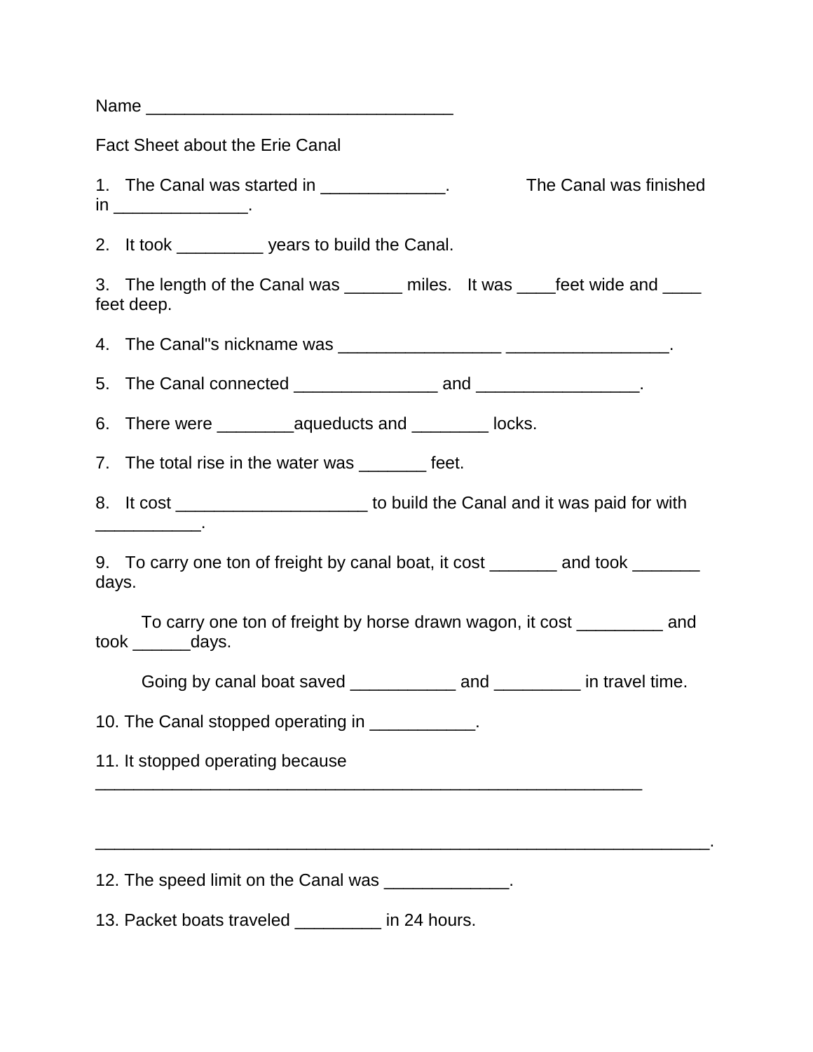Name ________________________________

Fact Sheet about the Erie Canal

1. The Canal was started in _____________. The Canal was finished in ______________.

2. It took _________ years to build the Canal.

3. The length of the Canal was ______ miles. It was ____feet wide and ____ feet deep.

4. The Canal"s nickname was _________________ _________________.

5. The Canal connected _______________ and _________________.

6. There were ________aqueducts and ________ locks.

7. The total rise in the water was _______ feet.

8. It cost ____________________ to build the Canal and it was paid for with ___________.

9. To carry one ton of freight by canal boat, it cost _______ and took _______ days.

To carry one ton of freight by horse drawn wagon, it cost _________ and took ______days.

Going by canal boat saved ___________ and _________ in travel time.

10. The Canal stopped operating in ___________.

11. It stopped operating because ___________________________________________________________

_________________________________________________________________.

12. The speed limit on the Canal was _____________.

13. Packet boats traveled _________ in 24 hours.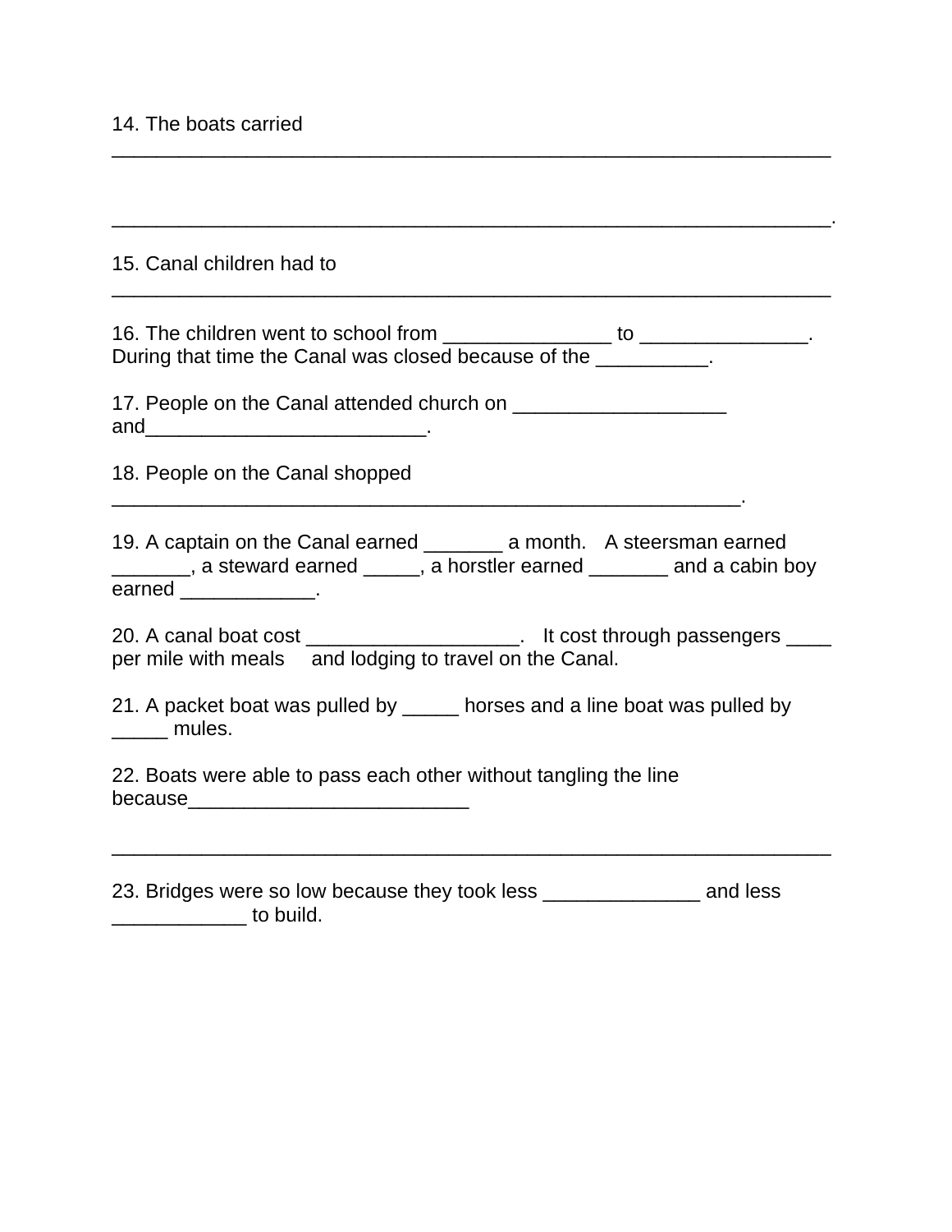14. The boats carried ________________________________________________________________

________________________________________________________________.

15. Canal children had to ________________________________________________________________

16. The children went to school from _______________ to _______________. During that time the Canal was closed because of the __________.

17. People on the Canal attended church on ___________________ and_________________________.

18. People on the Canal shopped __________________________________________________________.

19. A captain on the Canal earned _______ a month. A steersman earned _______, a steward earned _____, a horstler earned _______ and a cabin boy earned ____________.

20. A canal boat cost ___________________. It cost through passengers ____ per mile with meals and lodging to travel on the Canal.

21. A packet boat was pulled by _____ horses and a line boat was pulled by _____ mules.

22. Boats were able to pass each other without tangling the line because_________________________

________________________________________________________________

23. Bridges were so low because they took less ______________ and less ____________ to build.